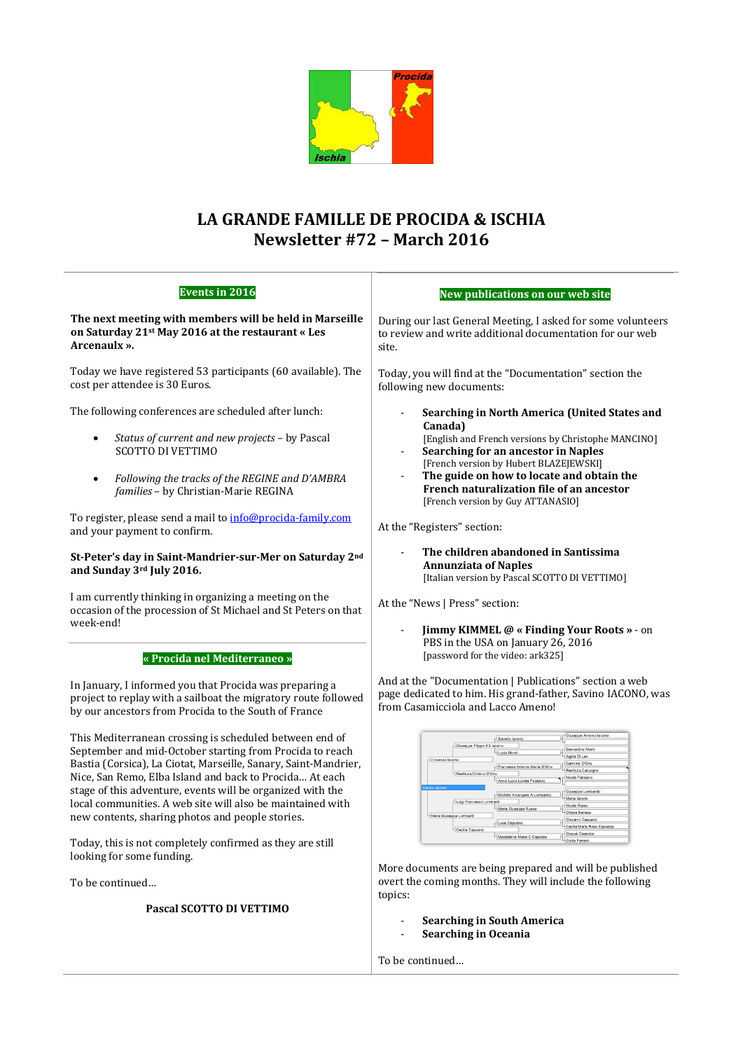# LA GRANDE FAMILLE DE PROCIDA & ISCHIA
# Newsletter #72 – March 2016

## Events in 2016

**The next meeting with members will be held in Marseille on Saturday 21st May 2016 at the restaurant « Les Arcenaulx ».**

Today we have registered 53 participants (60 available). The cost per attendee is 30 Euros.

The following conferences are scheduled after lunch:

- *Status of current and new projects* – by Pascal SCOTTO DI VETTIMO
- *Following the tracks of the REGINE and D'AMBRA families* – by Christian-Marie REGINA

To register, please send a mail to info@procida-family.com and your payment to confirm.

**St-Peter's day in Saint-Mandrier-sur-Mer on Saturday 2nd and Sunday 3rd July 2016.**

I am currently thinking in organizing a meeting on the occasion of the procession of St Michael and St Peters on that week-end!

## « Procida nel Mediterraneo »

In January, I informed you that Procida was preparing a project to replay with a sailboat the migratory route followed by our ancestors from Procida to the South of France

This Mediterranean crossing is scheduled between end of September and mid-October starting from Procida to reach Bastia (Corsica), La Ciotat, Marseille, Sanary, Saint-Mandrier, Nice, San Remo, Elba Island and back to Procida… At each stage of this adventure, events will be organized with the local communities. A web site will also be maintained with new contents, sharing photos and people stories.

Today, this is not completely confirmed as they are still looking for some funding.

To be continued…

**Pascal SCOTTO DI VETTIMO**

## New publications on our web site

During our last General Meeting, I asked for some volunteers to review and write additional documentation for our web site.

Today, you will find at the "Documentation" section the following new documents:

- **Searching in North America (United States and Canada)**
  [English and French versions by Christophe MANCINO]
- **Searching for an ancestor in Naples**
  [French version by Hubert BLAZEJEWSKI]
- **The guide on how to locate and obtain the French naturalization file of an ancestor**
  [French version by Guy ATTANASIO]

At the "Registers" section:

- **The children abandoned in Santissima Annunziata of Naples**
  [Italian version by Pascal SCOTTO DI VETTIMO]

At the "News | Press" section:

- **Jimmy KIMMEL @ « Finding Your Roots »** - on PBS in the USA on January 26, 2016
  [password for the video: ark325]

And at the "Documentation | Publications" section a web page dedicated to him. His grand-father, Savino IACONO, was from Casamicciola and Lacco Ameno!

More documents are being prepared and will be published overt the coming months. They will include the following topics:

- **Searching in South America**
- **Searching in Oceania**

To be continued…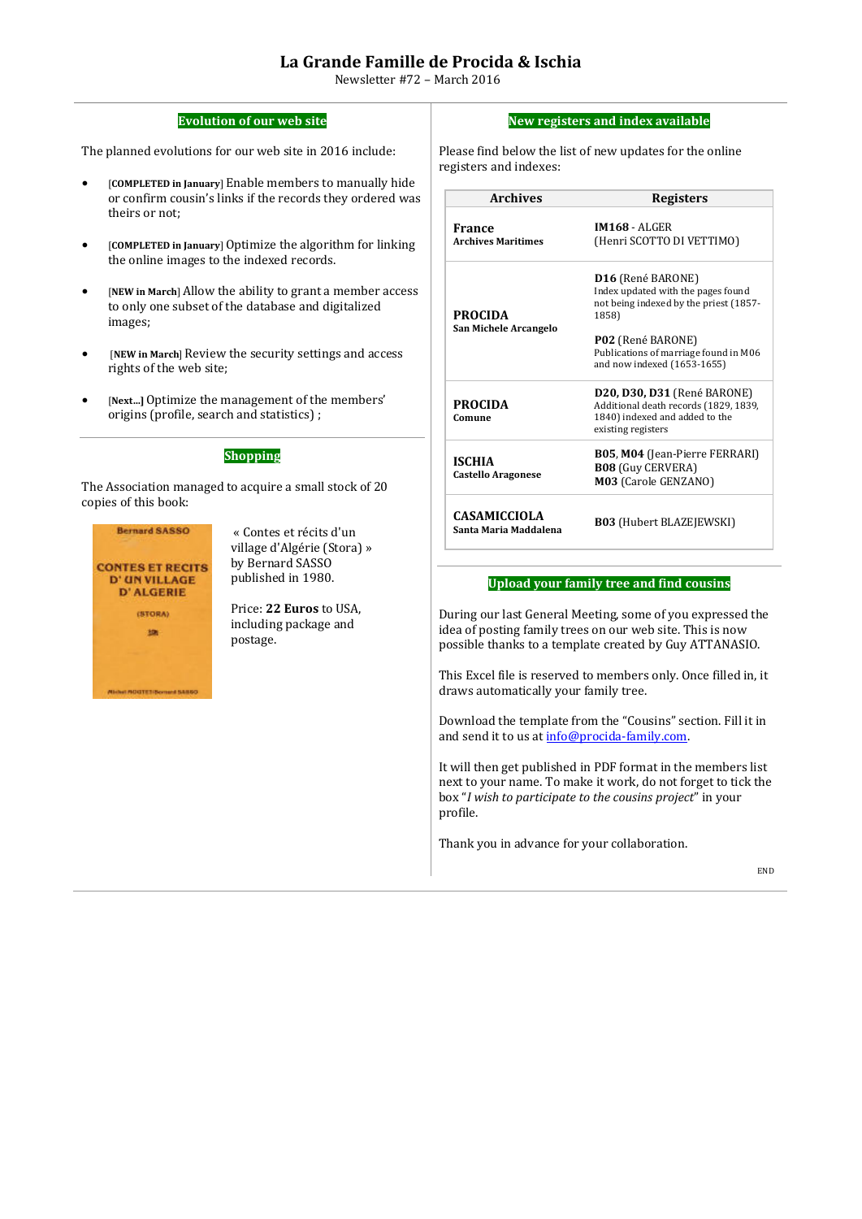# La Grande Famille de Procida & Ischia

Newsletter #72 – March 2016

## Evolution of our web site

The planned evolutions for our web site in 2016 include:

- [**COMPLETED in January**] Enable members to manually hide or confirm cousin's links if the records they ordered was theirs or not;
- [**COMPLETED in January**] Optimize the algorithm for linking the online images to the indexed records.
- [**NEW in March**] Allow the ability to grant a member access to only one subset of the database and digitalized images;
- [**NEW in March**] Review the security settings and access rights of the web site;
- [**Next...**] Optimize the management of the members' origins (profile, search and statistics) ;

## Shopping

The Association managed to acquire a small stock of 20 copies of this book:

« Contes et récits d'un village d'Algérie (Stora) » by Bernard SASSO published in 1980.

Price: **22 Euros** to USA, including package and postage.

## New registers and index available

Please find below the list of new updates for the online registers and indexes:

| Archives | Registers |
|---|---|
| **France** **Archives Maritimes** | **IM168** - ALGER (Henri SCOTTO DI VETTIMO) |
| **PROCIDA** **San Michele Arcangelo** | **D16** (René BARONE) Index updated with the pages found not being indexed by the priest (1857-1858) **P02** (René BARONE) Publications of marriage found in M06 and now indexed (1653-1655) |
| **PROCIDA** **Comune** | **D20, D30, D31** (René BARONE) Additional death records (1829, 1839, 1840) indexed and added to the existing registers |
| **ISCHIA** **Castello Aragonese** | **B05**, **M04** (Jean-Pierre FERRARI) **B08** (Guy CERVERA) **M03** (Carole GENZANO) |
| **CASAMICCIOLA** **Santa Maria Maddalena** | **B03** (Hubert BLAZEJEWSKI) |

## Upload your family tree and find cousins

During our last General Meeting, some of you expressed the idea of posting family trees on our web site. This is now possible thanks to a template created by Guy ATTANASIO.

This Excel file is reserved to members only. Once filled in, it draws automatically your family tree.

Download the template from the "Cousins" section. Fill it in and send it to us at info@procida-family.com.

It will then get published in PDF format in the members list next to your name. To make it work, do not forget to tick the box "*I wish to participate to the cousins project*" in your profile.

Thank you in advance for your collaboration.

END